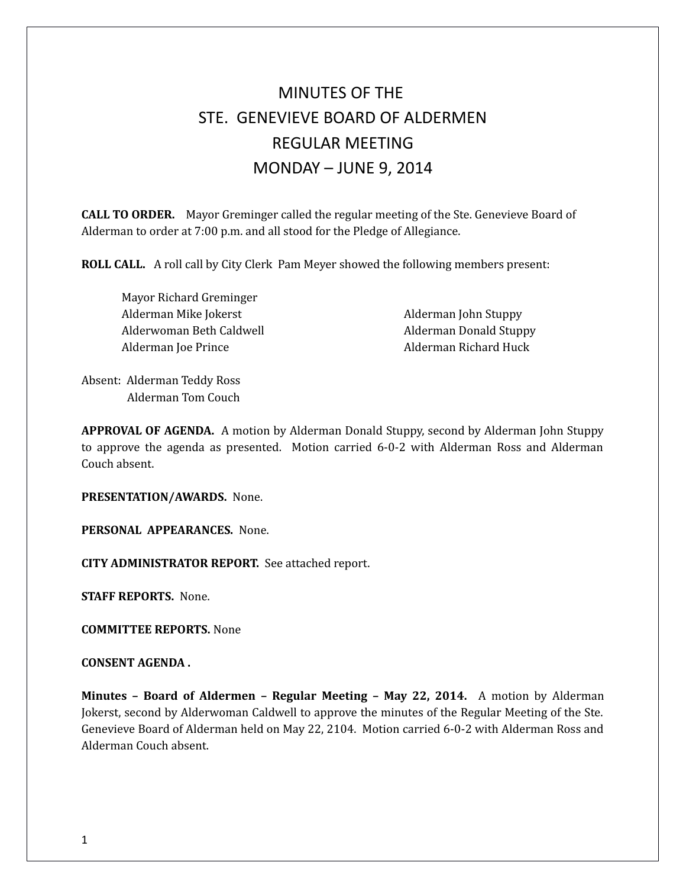# MINUTES OF THE
# STE. GENEVIEVE BOARD OF ALDERMEN
# REGULAR MEETING
# MONDAY – JUNE 9, 2014

**CALL TO ORDER.** Mayor Greminger called the regular meeting of the Ste. Genevieve Board of Alderman to order at 7:00 p.m. and all stood for the Pledge of Allegiance.

**ROLL CALL.** A roll call by City Clerk Pam Meyer showed the following members present:

Mayor Richard Greminger
Alderman Mike Jokerst
Alderwoman Beth Caldwell
Alderman Joe Prince
Alderman John Stuppy
Alderman Donald Stuppy
Alderman Richard Huck

Absent: Alderman Teddy Ross
Alderman Tom Couch

**APPROVAL OF AGENDA.** A motion by Alderman Donald Stuppy, second by Alderman John Stuppy to approve the agenda as presented. Motion carried 6-0-2 with Alderman Ross and Alderman Couch absent.

**PRESENTATION/AWARDS.** None.

**PERSONAL APPEARANCES.** None.

**CITY ADMINISTRATOR REPORT.** See attached report.

**STAFF REPORTS.** None.

**COMMITTEE REPORTS.** None

**CONSENT AGENDA .**

**Minutes – Board of Aldermen – Regular Meeting – May 22, 2014.** A motion by Alderman Jokerst, second by Alderwoman Caldwell to approve the minutes of the Regular Meeting of the Ste. Genevieve Board of Alderman held on May 22, 2104. Motion carried 6-0-2 with Alderman Ross and Alderman Couch absent.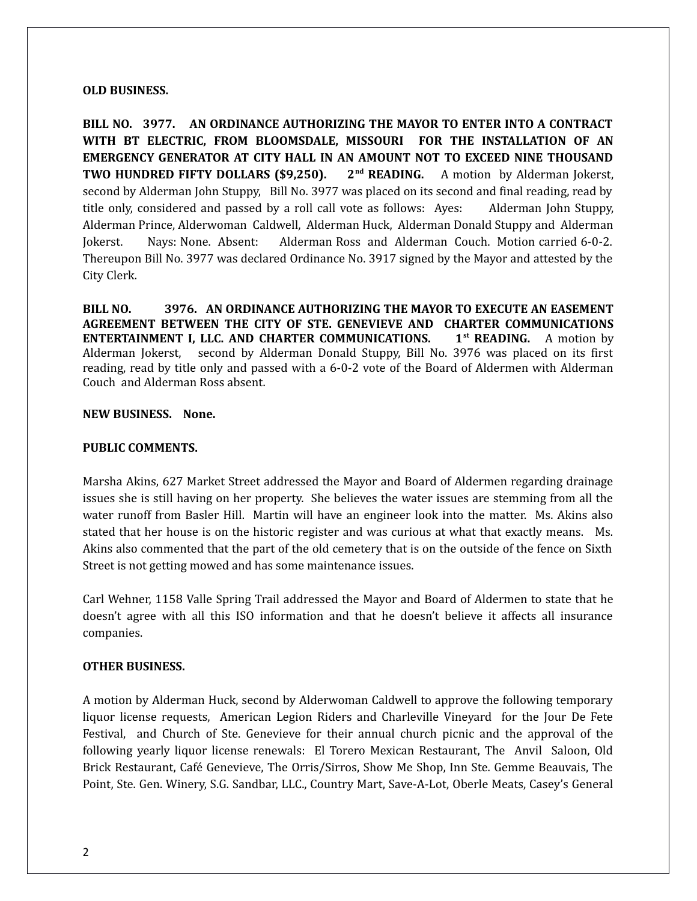**OLD BUSINESS.**

**BILL NO. 3977. AN ORDINANCE AUTHORIZING THE MAYOR TO ENTER INTO A CONTRACT WITH BT ELECTRIC, FROM BLOOMSDALE, MISSOURI FOR THE INSTALLATION OF AN EMERGENCY GENERATOR AT CITY HALL IN AN AMOUNT NOT TO EXCEED NINE THOUSAND TWO HUNDRED FIFTY DOLLARS ($9,250). 2nd READING.** A motion by Alderman Jokerst, second by Alderman John Stuppy, Bill No. 3977 was placed on its second and final reading, read by title only, considered and passed by a roll call vote as follows: Ayes: Alderman John Stuppy, Alderman Prince, Alderwoman Caldwell, Alderman Huck, Alderman Donald Stuppy and Alderman Jokerst. Nays: None. Absent: Alderman Ross and Alderman Couch. Motion carried 6-0-2. Thereupon Bill No. 3977 was declared Ordinance No. 3917 signed by the Mayor and attested by the City Clerk.

**BILL NO. 3976. AN ORDINANCE AUTHORIZING THE MAYOR TO EXECUTE AN EASEMENT AGREEMENT BETWEEN THE CITY OF STE. GENEVIEVE AND CHARTER COMMUNICATIONS ENTERTAINMENT I, LLC. AND CHARTER COMMUNICATIONS. 1st READING.** A motion by Alderman Jokerst, second by Alderman Donald Stuppy, Bill No. 3976 was placed on its first reading, read by title only and passed with a 6-0-2 vote of the Board of Aldermen with Alderman Couch and Alderman Ross absent.

**NEW BUSINESS. None.**

**PUBLIC COMMENTS.**

Marsha Akins, 627 Market Street addressed the Mayor and Board of Aldermen regarding drainage issues she is still having on her property. She believes the water issues are stemming from all the water runoff from Basler Hill. Martin will have an engineer look into the matter. Ms. Akins also stated that her house is on the historic register and was curious at what that exactly means. Ms. Akins also commented that the part of the old cemetery that is on the outside of the fence on Sixth Street is not getting mowed and has some maintenance issues.

Carl Wehner, 1158 Valle Spring Trail addressed the Mayor and Board of Aldermen to state that he doesn't agree with all this ISO information and that he doesn't believe it affects all insurance companies.

**OTHER BUSINESS.**

A motion by Alderman Huck, second by Alderwoman Caldwell to approve the following temporary liquor license requests, American Legion Riders and Charleville Vineyard for the Jour De Fete Festival, and Church of Ste. Genevieve for their annual church picnic and the approval of the following yearly liquor license renewals: El Torero Mexican Restaurant, The Anvil Saloon, Old Brick Restaurant, Café Genevieve, The Orris/Sirros, Show Me Shop, Inn Ste. Gemme Beauvais, The Point, Ste. Gen. Winery, S.G. Sandbar, LLC., Country Mart, Save-A-Lot, Oberle Meats, Casey's General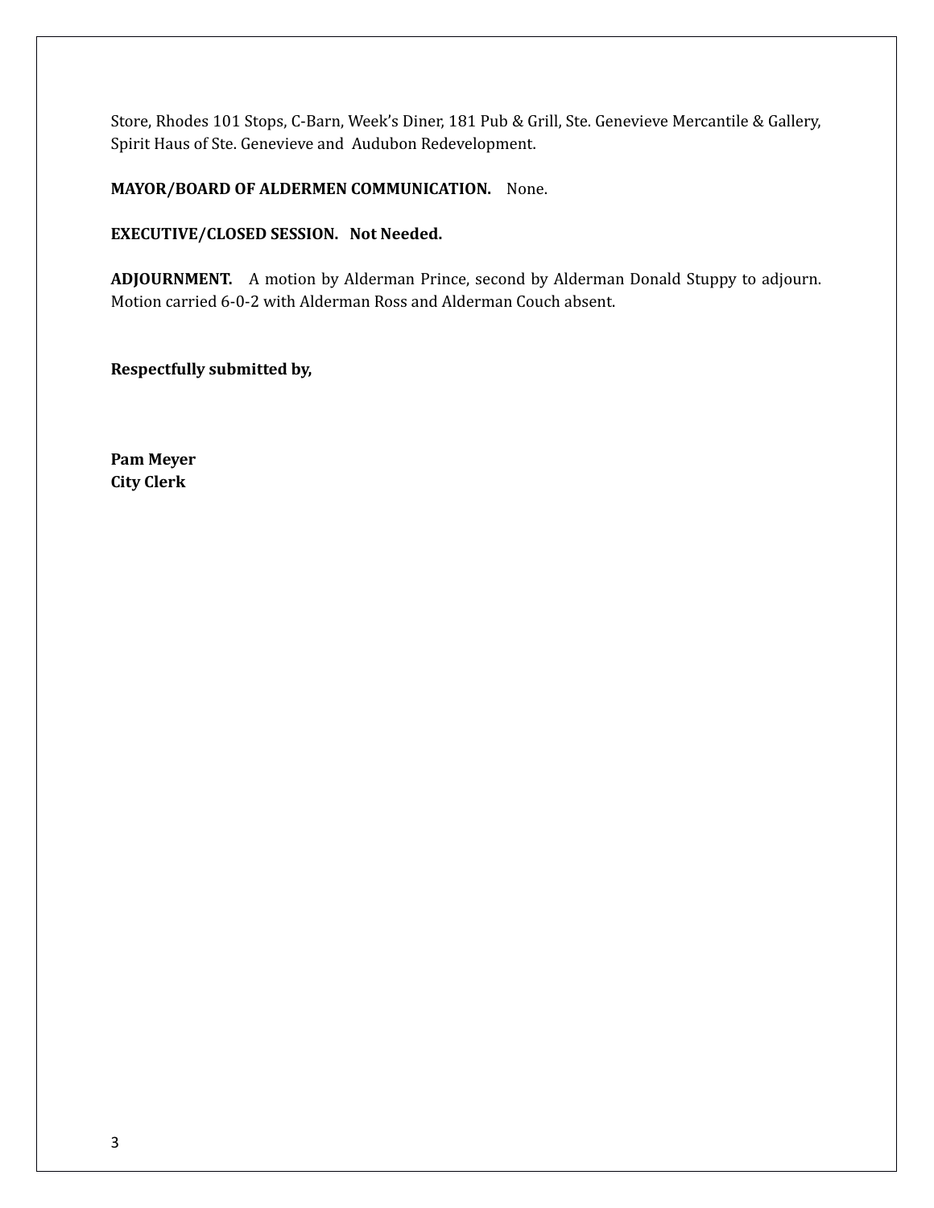Store, Rhodes 101 Stops, C-Barn, Week's Diner, 181 Pub & Grill, Ste. Genevieve Mercantile & Gallery, Spirit Haus of Ste. Genevieve and Audubon Redevelopment.

**MAYOR/BOARD OF ALDERMEN COMMUNICATION.** None.

**EXECUTIVE/CLOSED SESSION. Not Needed.**

**ADJOURNMENT.** A motion by Alderman Prince, second by Alderman Donald Stuppy to adjourn. Motion carried 6-0-2 with Alderman Ross and Alderman Couch absent.

**Respectfully submitted by,**

**Pam Meyer**
**City Clerk**